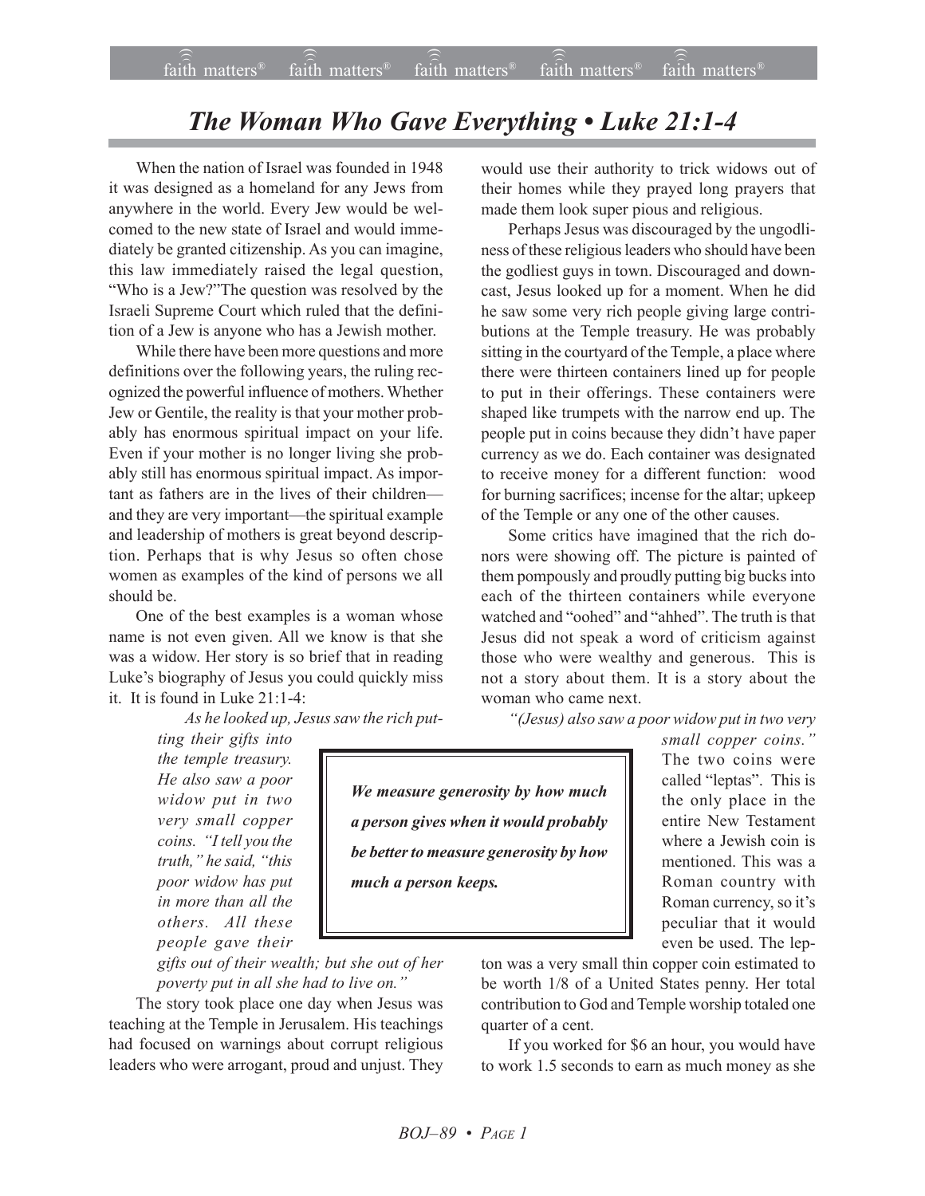# *The Woman Who Gave Everything • Luke 21:1-4*

When the nation of Israel was founded in 1948 it was designed as a homeland for any Jews from anywhere in the world. Every Jew would be welcomed to the new state of Israel and would immediately be granted citizenship. As you can imagine, this law immediately raised the legal question, "Who is a Jew?"The question was resolved by the Israeli Supreme Court which ruled that the definition of a Jew is anyone who has a Jewish mother.

While there have been more questions and more definitions over the following years, the ruling recognized the powerful influence of mothers. Whether Jew or Gentile, the reality is that your mother probably has enormous spiritual impact on your life. Even if your mother is no longer living she probably still has enormous spiritual impact. As important as fathers are in the lives of their children—and they are very important—the spiritual example and leadership of mothers is great beyond description. Perhaps that is why Jesus so often chose women as examples of the kind of persons we all should be.

One of the best examples is a woman whose name is not even given. All we know is that she was a widow. Her story is so brief that in reading Luke's biography of Jesus you could quickly miss it. It is found in Luke 21:1-4:

> *As he looked up, Jesus saw the rich putting their gifts into the temple treasury. He also saw a poor widow put in two very small copper coins. "I tell you the truth," he said, "this poor widow has put in more than all the others. All these people gave their gifts out of their wealth; but she out of her poverty put in all she had to live on."*

The story took place one day when Jesus was teaching at the Temple in Jerusalem. His teachings had focused on warnings about corrupt religious leaders who were arrogant, proud and unjust. They would use their authority to trick widows out of their homes while they prayed long prayers that made them look super pious and religious.

Perhaps Jesus was discouraged by the ungodliness of these religious leaders who should have been the godliest guys in town. Discouraged and downcast, Jesus looked up for a moment. When he did he saw some very rich people giving large contributions at the Temple treasury. He was probably sitting in the courtyard of the Temple, a place where there were thirteen containers lined up for people to put in their offerings. These containers were shaped like trumpets with the narrow end up. The people put in coins because they didn't have paper currency as we do. Each container was designated to receive money for a different function: wood for burning sacrifices; incense for the altar; upkeep of the Temple or any one of the other causes.

Some critics have imagined that the rich donors were showing off. The picture is painted of them pompously and proudly putting big bucks into each of the thirteen containers while everyone watched and "oohed" and "ahhed". The truth is that Jesus did not speak a word of criticism against those who were wealthy and generous. This is not a story about them. It is a story about the woman who came next.

> ***We measure generosity by how much a person gives when it would probably be better to measure generosity by how much a person keeps.***

*"(Jesus) also saw a poor widow put in two very small copper coins."* The two coins were called "leptas". This is the only place in the entire New Testament where a Jewish coin is mentioned. This was a Roman country with Roman currency, so it's peculiar that it would even be used. The lepton was a very small thin copper coin estimated to be worth 1/8 of a United States penny. Her total contribution to God and Temple worship totaled one quarter of a cent.

If you worked for $6 an hour, you would have to work 1.5 seconds to earn as much money as she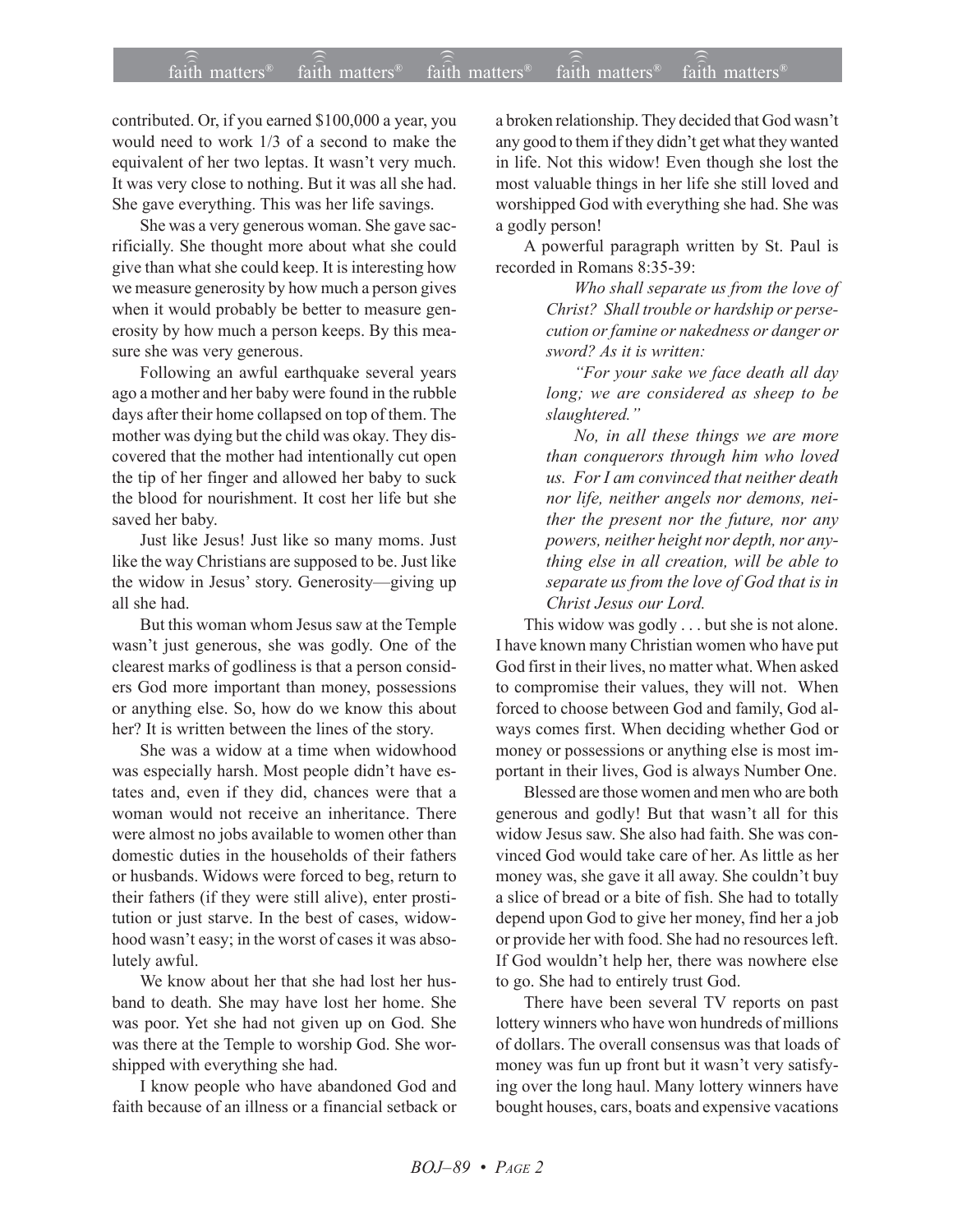contributed. Or, if you earned $100,000 a year, you would need to work 1/3 of a second to make the equivalent of her two leptas. It wasn't very much. It was very close to nothing. But it was all she had. She gave everything. This was her life savings.

She was a very generous woman. She gave sacrificially. She thought more about what she could give than what she could keep. It is interesting how we measure generosity by how much a person gives when it would probably be better to measure generosity by how much a person keeps. By this measure she was very generous.

Following an awful earthquake several years ago a mother and her baby were found in the rubble days after their home collapsed on top of them. The mother was dying but the child was okay. They discovered that the mother had intentionally cut open the tip of her finger and allowed her baby to suck the blood for nourishment. It cost her life but she saved her baby.

Just like Jesus! Just like so many moms. Just like the way Christians are supposed to be. Just like the widow in Jesus' story. Generosity—giving up all she had.

But this woman whom Jesus saw at the Temple wasn't just generous, she was godly. One of the clearest marks of godliness is that a person considers God more important than money, possessions or anything else. So, how do we know this about her? It is written between the lines of the story.

She was a widow at a time when widowhood was especially harsh. Most people didn't have estates and, even if they did, chances were that a woman would not receive an inheritance. There were almost no jobs available to women other than domestic duties in the households of their fathers or husbands. Widows were forced to beg, return to their fathers (if they were still alive), enter prostitution or just starve. In the best of cases, widowhood wasn't easy; in the worst of cases it was absolutely awful.

We know about her that she had lost her husband to death. She may have lost her home. She was poor. Yet she had not given up on God. She was there at the Temple to worship God. She worshipped with everything she had.

I know people who have abandoned God and faith because of an illness or a financial setback or a broken relationship. They decided that God wasn't any good to them if they didn't get what they wanted in life. Not this widow! Even though she lost the most valuable things in her life she still loved and worshipped God with everything she had. She was a godly person!

A powerful paragraph written by St. Paul is recorded in Romans 8:35-39:

> *Who shall separate us from the love of Christ? Shall trouble or hardship or persecution or famine or nakedness or danger or sword? As it is written:*
>
> *"For your sake we face death all day long; we are considered as sheep to be slaughtered."*
>
> *No, in all these things we are more than conquerors through him who loved us. For I am convinced that neither death nor life, neither angels nor demons, neither the present nor the future, nor any powers, neither height nor depth, nor anything else in all creation, will be able to separate us from the love of God that is in Christ Jesus our Lord.*

This widow was godly . . . but she is not alone. I have known many Christian women who have put God first in their lives, no matter what. When asked to compromise their values, they will not. When forced to choose between God and family, God always comes first. When deciding whether God or money or possessions or anything else is most important in their lives, God is always Number One.

Blessed are those women and men who are both generous and godly! But that wasn't all for this widow Jesus saw. She also had faith. She was convinced God would take care of her. As little as her money was, she gave it all away. She couldn't buy a slice of bread or a bite of fish. She had to totally depend upon God to give her money, find her a job or provide her with food. She had no resources left. If God wouldn't help her, there was nowhere else to go. She had to entirely trust God.

There have been several TV reports on past lottery winners who have won hundreds of millions of dollars. The overall consensus was that loads of money was fun up front but it wasn't very satisfying over the long haul. Many lottery winners have bought houses, cars, boats and expensive vacations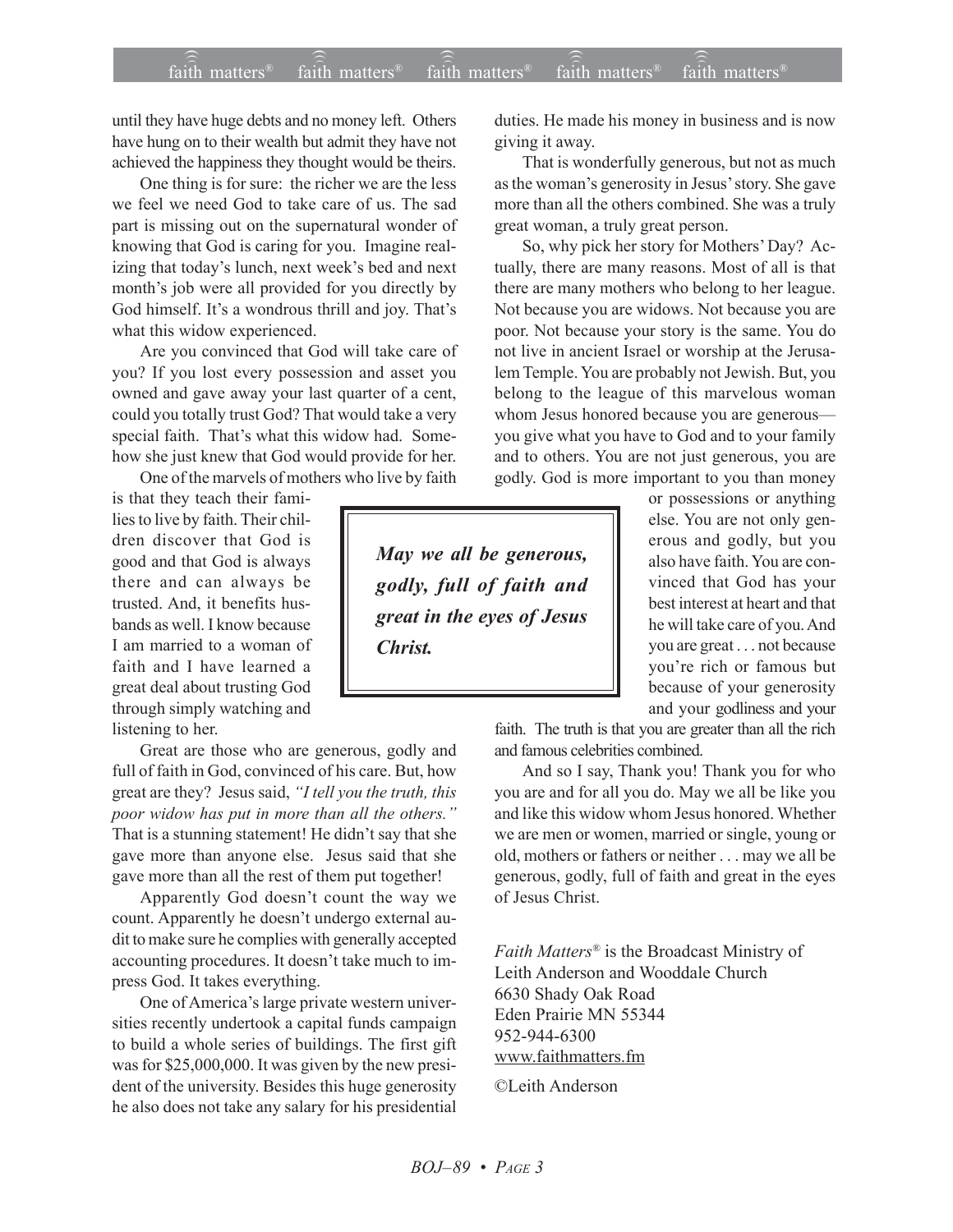until they have huge debts and no money left. Others have hung on to their wealth but admit they have not achieved the happiness they thought would be theirs.

One thing is for sure: the richer we are the less we feel we need God to take care of us. The sad part is missing out on the supernatural wonder of knowing that God is caring for you. Imagine realizing that today's lunch, next week's bed and next month's job were all provided for you directly by God himself. It's a wondrous thrill and joy. That's what this widow experienced.

Are you convinced that God will take care of you? If you lost every possession and asset you owned and gave away your last quarter of a cent, could you totally trust God? That would take a very special faith. That's what this widow had. Somehow she just knew that God would provide for her.

One of the marvels of mothers who live by faith is that they teach their families to live by faith. Their children discover that God is good and that God is always there and can always be trusted. And, it benefits husbands as well. I know because I am married to a woman of faith and I have learned a great deal about trusting God through simply watching and listening to her.

Great are those who are generous, godly and full of faith in God, convinced of his care. But, how great are they? Jesus said, *"I tell you the truth, this poor widow has put in more than all the others."* That is a stunning statement! He didn't say that she gave more than anyone else. Jesus said that she gave more than all the rest of them put together!

Apparently God doesn't count the way we count. Apparently he doesn't undergo external audit to make sure he complies with generally accepted accounting procedures. It doesn't take much to impress God. It takes everything.

One of America's large private western universities recently undertook a capital funds campaign to build a whole series of buildings. The first gift was for $25,000,000. It was given by the new president of the university. Besides this huge generosity he also does not take any salary for his presidential duties. He made his money in business and is now giving it away.

That is wonderfully generous, but not as much as the woman's generosity in Jesus' story. She gave more than all the others combined. She was a truly great woman, a truly great person.

So, why pick her story for Mothers' Day? Actually, there are many reasons. Most of all is that there are many mothers who belong to her league. Not because you are widows. Not because you are poor. Not because your story is the same. You do not live in ancient Israel or worship at the Jerusalem Temple. You are probably not Jewish. But, you belong to the league of this marvelous woman whom Jesus honored because you are generous—you give what you have to God and to your family and to others. You are not just generous, you are godly. God is more important to you than money or possessions or anything else. You are not only generous and godly, but you also have faith. You are convinced that God has your best interest at heart and that he will take care of you. And you are great . . . not because you're rich or famous but because of your generosity and your godliness and your faith. The truth is that you are greater than all the rich and famous celebrities combined.

> ***May we all be generous, godly, full of faith and great in the eyes of Jesus Christ.***

And so I say, Thank you! Thank you for who you are and for all you do. May we all be like you and like this widow whom Jesus honored. Whether we are men or women, married or single, young or old, mothers or fathers or neither . . . may we all be generous, godly, full of faith and great in the eyes of Jesus Christ.

*Faith Matters*® is the Broadcast Ministry of
Leith Anderson and Wooddale Church
6630 Shady Oak Road
Eden Prairie MN 55344
952-944-6300
www.faithmatters.fm

©Leith Anderson